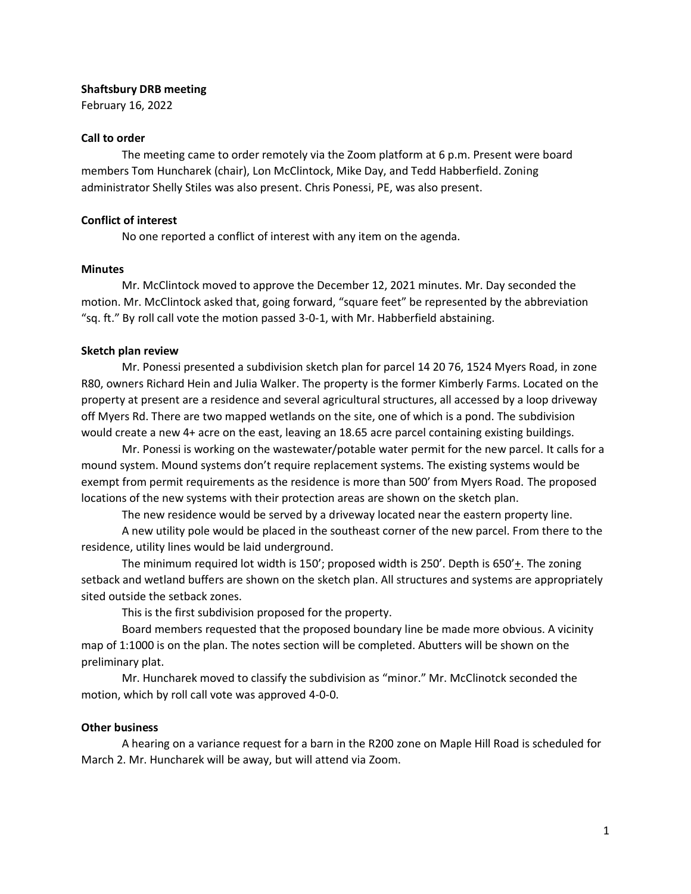**Shaftsbury DRB meeting**

February 16, 2022

**Call to order**

The meeting came to order remotely via the Zoom platform at 6 p.m. Present were board members Tom Huncharek (chair), Lon McClintock, Mike Day, and Tedd Habberfield. Zoning administrator Shelly Stiles was also present. Chris Ponessi, PE, was also present.

**Conflict of interest**

No one reported a conflict of interest with any item on the agenda.

**Minutes**

Mr. McClintock moved to approve the December 12, 2021 minutes. Mr. Day seconded the motion. Mr. McClintock asked that, going forward, "square feet" be represented by the abbreviation "sq. ft." By roll call vote the motion passed 3-0-1, with Mr. Habberfield abstaining.

**Sketch plan review**

Mr. Ponessi presented a subdivision sketch plan for parcel 14 20 76, 1524 Myers Road, in zone R80, owners Richard Hein and Julia Walker. The property is the former Kimberly Farms. Located on the property at present are a residence and several agricultural structures, all accessed by a loop driveway off Myers Rd. There are two mapped wetlands on the site, one of which is a pond. The subdivision would create a new 4+ acre on the east, leaving an 18.65 acre parcel containing existing buildings.

Mr. Ponessi is working on the wastewater/potable water permit for the new parcel. It calls for a mound system. Mound systems don't require replacement systems. The existing systems would be exempt from permit requirements as the residence is more than 500' from Myers Road. The proposed locations of the new systems with their protection areas are shown on the sketch plan.

The new residence would be served by a driveway located near the eastern property line.

A new utility pole would be placed in the southeast corner of the new parcel. From there to the residence, utility lines would be laid underground.

The minimum required lot width is 150'; proposed width is 250'. Depth is 650'±. The zoning setback and wetland buffers are shown on the sketch plan. All structures and systems are appropriately sited outside the setback zones.

This is the first subdivision proposed for the property.

Board members requested that the proposed boundary line be made more obvious. A vicinity map of 1:1000 is on the plan. The notes section will be completed. Abutters will be shown on the preliminary plat.

Mr. Huncharek moved to classify the subdivision as "minor." Mr. McClinotck seconded the motion, which by roll call vote was approved 4-0-0.

**Other business**

A hearing on a variance request for a barn in the R200 zone on Maple Hill Road is scheduled for March 2. Mr. Huncharek will be away, but will attend via Zoom.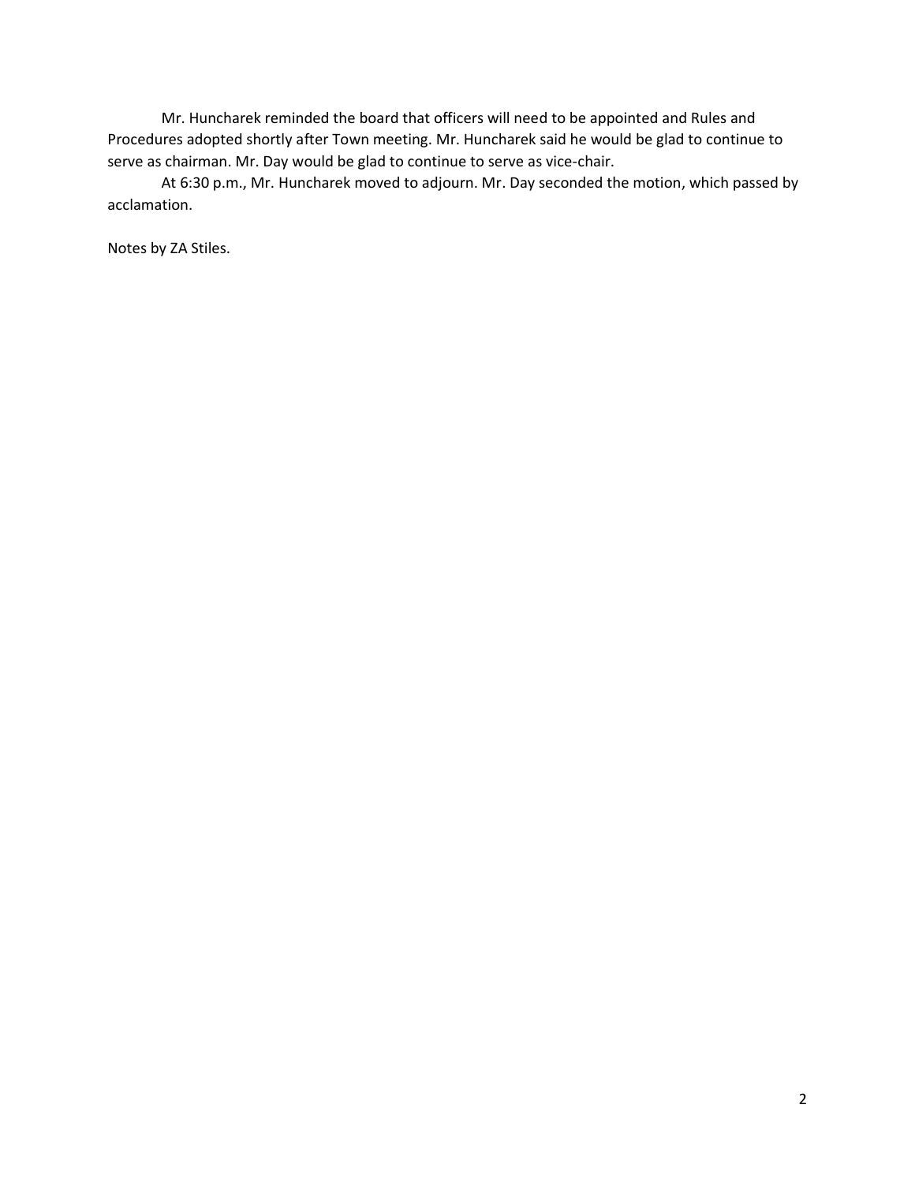Mr. Huncharek reminded the board that officers will need to be appointed and Rules and Procedures adopted shortly after Town meeting. Mr. Huncharek said he would be glad to continue to serve as chairman. Mr. Day would be glad to continue to serve as vice-chair.

At 6:30 p.m., Mr. Huncharek moved to adjourn. Mr. Day seconded the motion, which passed by acclamation.

Notes by ZA Stiles.